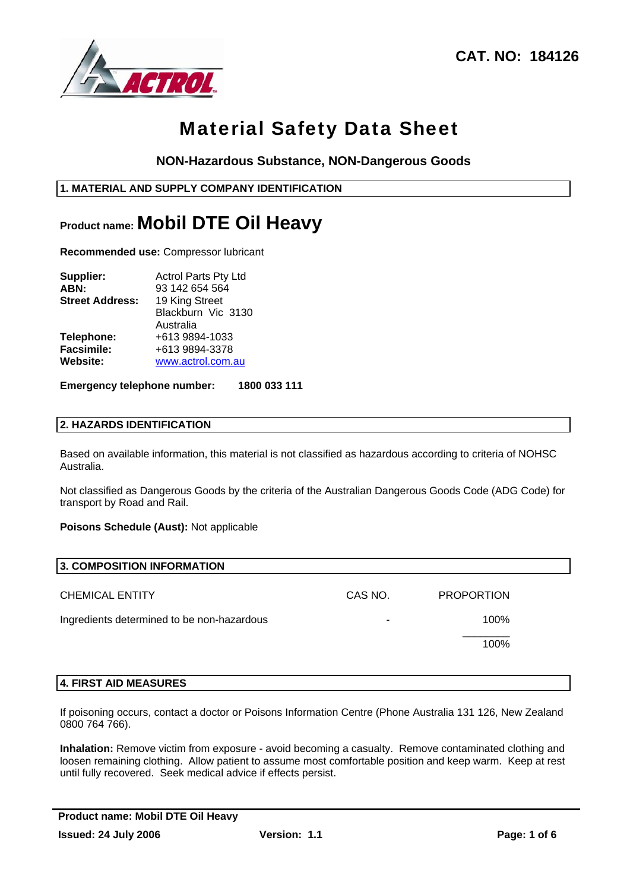**CAT. NO: 184126**

# Material Safety Data Sheet

### NON-Hazardous Substance, NON-Dangerous Goods

## 1. MATERIAL AND SUPPLY COMPANY IDENTIFICATION

**Product name: Mobil DTE Oil Heavy**

**Recommended use:** Compressor lubricant

| | |
|---|---|
| **Supplier:** | Actrol Parts Pty Ltd |
| **ABN:** | 93 142 654 564 |
| **Street Address:** | 19 King Street<br>Blackburn Vic 3130<br>Australia |
| **Telephone:** | +613 9894-1033 |
| **Facsimile:** | +613 9894-3378 |
| **Website:** | www.actrol.com.au |

**Emergency telephone number: 1800 033 111**

## 2. HAZARDS IDENTIFICATION

Based on available information, this material is not classified as hazardous according to criteria of NOHSC Australia.

Not classified as Dangerous Goods by the criteria of the Australian Dangerous Goods Code (ADG Code) for transport by Road and Rail.

**Poisons Schedule (Aust):** Not applicable

## 3. COMPOSITION INFORMATION

| CHEMICAL ENTITY | CAS NO. | PROPORTION |
|---|---|---|
| Ingredients determined to be non-hazardous | - | 100% |
| | | 100% |

## 4. FIRST AID MEASURES

If poisoning occurs, contact a doctor or Poisons Information Centre (Phone Australia 131 126, New Zealand 0800 764 766).

**Inhalation:** Remove victim from exposure - avoid becoming a casualty. Remove contaminated clothing and loosen remaining clothing. Allow patient to assume most comfortable position and keep warm. Keep at rest until fully recovered. Seek medical advice if effects persist.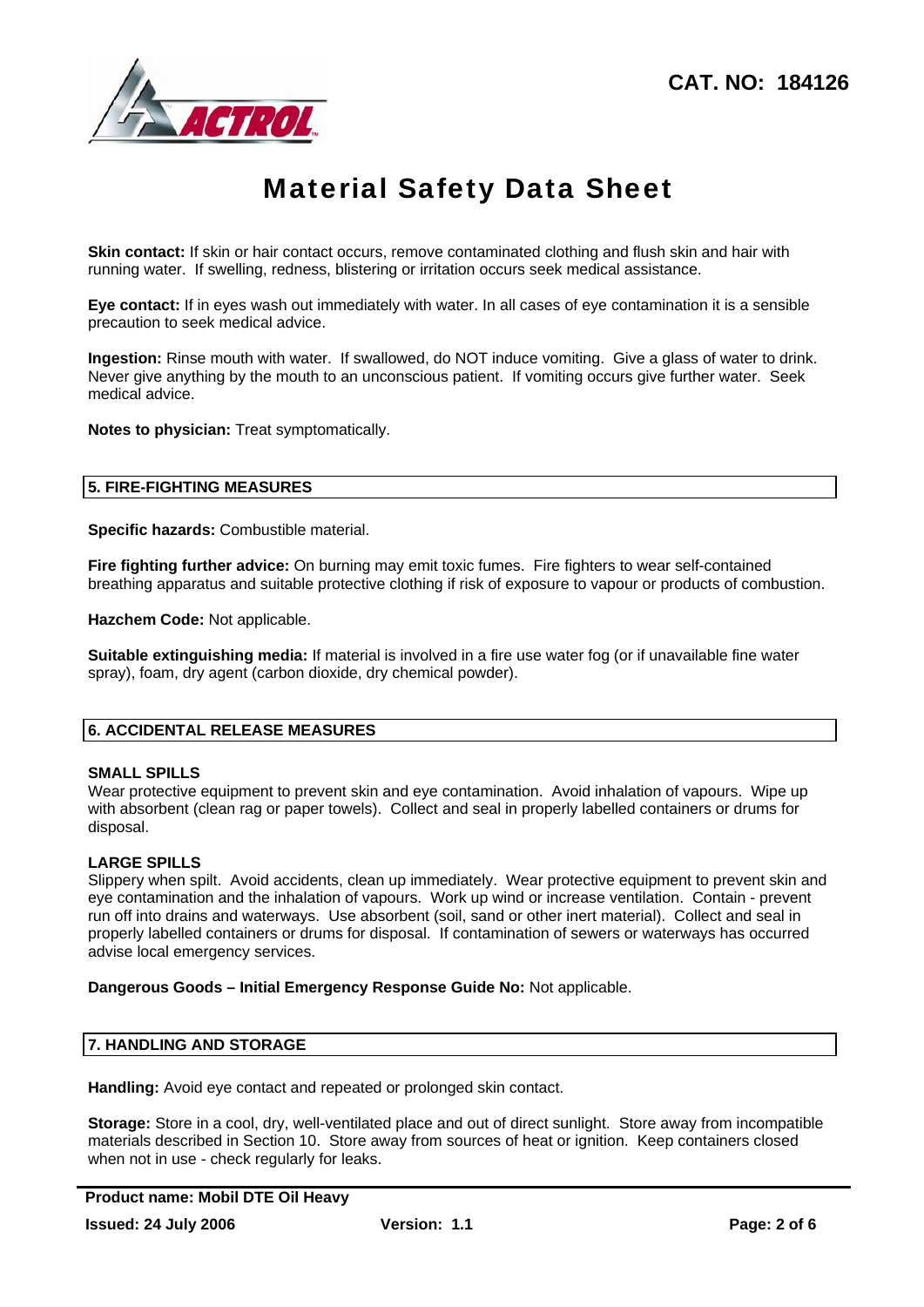**Skin contact:** If skin or hair contact occurs, remove contaminated clothing and flush skin and hair with running water. If swelling, redness, blistering or irritation occurs seek medical assistance.

**Eye contact:** If in eyes wash out immediately with water. In all cases of eye contamination it is a sensible precaution to seek medical advice.

**Ingestion:** Rinse mouth with water. If swallowed, do NOT induce vomiting. Give a glass of water to drink. Never give anything by the mouth to an unconscious patient. If vomiting occurs give further water. Seek medical advice.

**Notes to physician:** Treat symptomatically.

## 5. FIRE-FIGHTING MEASURES

**Specific hazards:** Combustible material.

**Fire fighting further advice:** On burning may emit toxic fumes. Fire fighters to wear self-contained breathing apparatus and suitable protective clothing if risk of exposure to vapour or products of combustion.

**Hazchem Code:** Not applicable.

**Suitable extinguishing media:** If material is involved in a fire use water fog (or if unavailable fine water spray), foam, dry agent (carbon dioxide, dry chemical powder).

## 6. ACCIDENTAL RELEASE MEASURES

**SMALL SPILLS**
Wear protective equipment to prevent skin and eye contamination. Avoid inhalation of vapours. Wipe up with absorbent (clean rag or paper towels). Collect and seal in properly labelled containers or drums for disposal.

**LARGE SPILLS**
Slippery when spilt. Avoid accidents, clean up immediately. Wear protective equipment to prevent skin and eye contamination and the inhalation of vapours. Work up wind or increase ventilation. Contain - prevent run off into drains and waterways. Use absorbent (soil, sand or other inert material). Collect and seal in properly labelled containers or drums for disposal. If contamination of sewers or waterways has occurred advise local emergency services.

**Dangerous Goods – Initial Emergency Response Guide No:** Not applicable.

## 7. HANDLING AND STORAGE

**Handling:** Avoid eye contact and repeated or prolonged skin contact.

**Storage:** Store in a cool, dry, well-ventilated place and out of direct sunlight. Store away from incompatible materials described in Section 10. Store away from sources of heat or ignition. Keep containers closed when not in use - check regularly for leaks.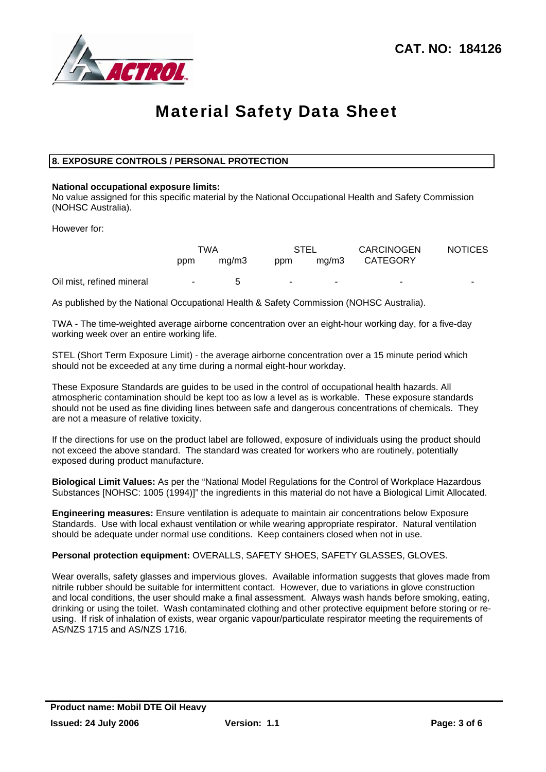## 8. EXPOSURE CONTROLS / PERSONAL PROTECTION

**National occupational exposure limits:**
No value assigned for this specific material by the National Occupational Health and Safety Commission (NOHSC Australia).

However for:

| | TWA | | STEL | | CARCINOGEN | NOTICES |
|---|---|---|---|---|---|---|
| | ppm | mg/m3 | ppm | mg/m3 | CATEGORY | |
| Oil mist, refined mineral | - | 5 | - | - | - | - |

As published by the National Occupational Health & Safety Commission (NOHSC Australia).

TWA - The time-weighted average airborne concentration over an eight-hour working day, for a five-day working week over an entire working life.

STEL (Short Term Exposure Limit) - the average airborne concentration over a 15 minute period which should not be exceeded at any time during a normal eight-hour workday.

These Exposure Standards are guides to be used in the control of occupational health hazards. All atmospheric contamination should be kept too as low a level as is workable. These exposure standards should not be used as fine dividing lines between safe and dangerous concentrations of chemicals. They are not a measure of relative toxicity.

If the directions for use on the product label are followed, exposure of individuals using the product should not exceed the above standard. The standard was created for workers who are routinely, potentially exposed during product manufacture.

**Biological Limit Values:** As per the "National Model Regulations for the Control of Workplace Hazardous Substances [NOHSC: 1005 (1994)]" the ingredients in this material do not have a Biological Limit Allocated.

**Engineering measures:** Ensure ventilation is adequate to maintain air concentrations below Exposure Standards. Use with local exhaust ventilation or while wearing appropriate respirator. Natural ventilation should be adequate under normal use conditions. Keep containers closed when not in use.

**Personal protection equipment:** OVERALLS, SAFETY SHOES, SAFETY GLASSES, GLOVES.

Wear overalls, safety glasses and impervious gloves. Available information suggests that gloves made from nitrile rubber should be suitable for intermittent contact. However, due to variations in glove construction and local conditions, the user should make a final assessment. Always wash hands before smoking, eating, drinking or using the toilet. Wash contaminated clothing and other protective equipment before storing or re-using. If risk of inhalation of exists, wear organic vapour/particulate respirator meeting the requirements of AS/NZS 1715 and AS/NZS 1716.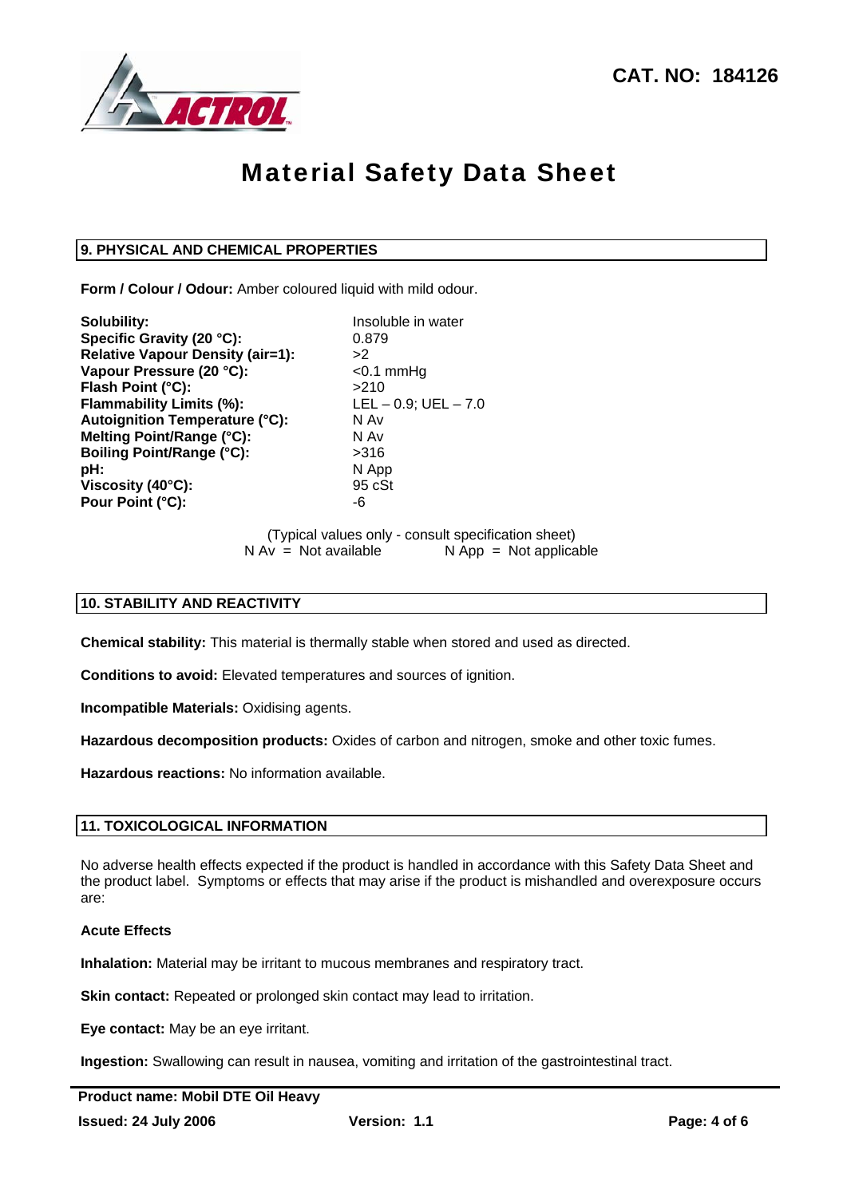## 9. PHYSICAL AND CHEMICAL PROPERTIES

**Form / Colour / Odour:** Amber coloured liquid with mild odour.

| | |
|---|---|
| **Solubility:** | Insoluble in water |
| **Specific Gravity (20 °C):** | 0.879 |
| **Relative Vapour Density (air=1):** | >2 |
| **Vapour Pressure (20 °C):** | <0.1 mmHg |
| **Flash Point (°C):** | >210 |
| **Flammability Limits (%):** | LEL – 0.9; UEL – 7.0 |
| **Autoignition Temperature (°C):** | N Av |
| **Melting Point/Range (°C):** | N Av |
| **Boiling Point/Range (°C):** | >316 |
| **pH:** | N App |
| **Viscosity (40°C):** | 95 cSt |
| **Pour Point (°C):** | -6 |

(Typical values only - consult specification sheet)
N Av = Not available N App = Not applicable

## 10. STABILITY AND REACTIVITY

**Chemical stability:** This material is thermally stable when stored and used as directed.

**Conditions to avoid:** Elevated temperatures and sources of ignition.

**Incompatible Materials:** Oxidising agents.

**Hazardous decomposition products:** Oxides of carbon and nitrogen, smoke and other toxic fumes.

**Hazardous reactions:** No information available.

## 11. TOXICOLOGICAL INFORMATION

No adverse health effects expected if the product is handled in accordance with this Safety Data Sheet and the product label. Symptoms or effects that may arise if the product is mishandled and overexposure occurs are:

**Acute Effects**

**Inhalation:** Material may be irritant to mucous membranes and respiratory tract.

**Skin contact:** Repeated or prolonged skin contact may lead to irritation.

**Eye contact:** May be an eye irritant.

**Ingestion:** Swallowing can result in nausea, vomiting and irritation of the gastrointestinal tract.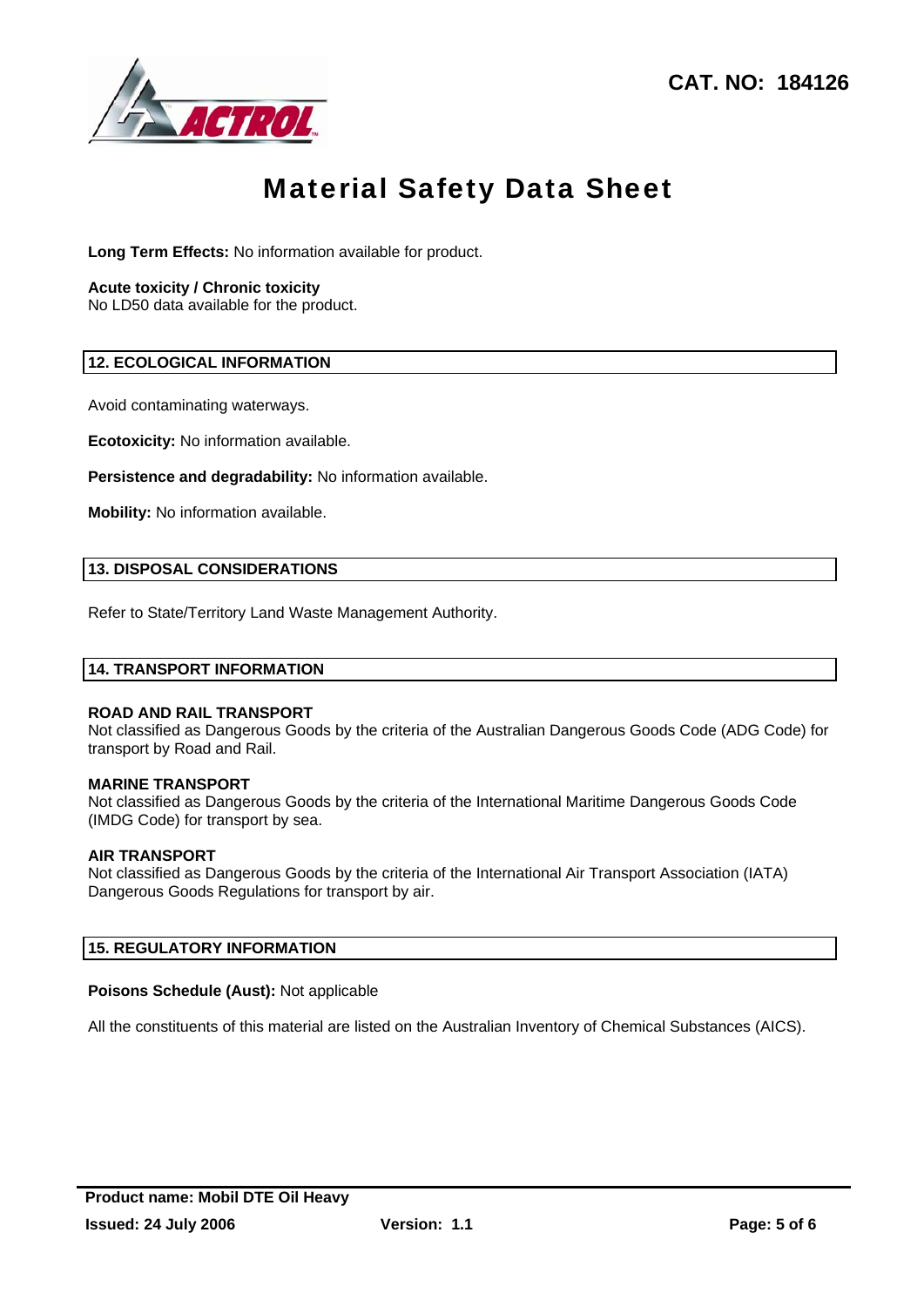**Long Term Effects:** No information available for product.

**Acute toxicity / Chronic toxicity**
No LD50 data available for the product.

## 12. ECOLOGICAL INFORMATION

Avoid contaminating waterways.

**Ecotoxicity:** No information available.

**Persistence and degradability:** No information available.

**Mobility:** No information available.

## 13. DISPOSAL CONSIDERATIONS

Refer to State/Territory Land Waste Management Authority.

## 14. TRANSPORT INFORMATION

**ROAD AND RAIL TRANSPORT**
Not classified as Dangerous Goods by the criteria of the Australian Dangerous Goods Code (ADG Code) for transport by Road and Rail.

**MARINE TRANSPORT**
Not classified as Dangerous Goods by the criteria of the International Maritime Dangerous Goods Code (IMDG Code) for transport by sea.

**AIR TRANSPORT**
Not classified as Dangerous Goods by the criteria of the International Air Transport Association (IATA) Dangerous Goods Regulations for transport by air.

## 15. REGULATORY INFORMATION

**Poisons Schedule (Aust):** Not applicable

All the constituents of this material are listed on the Australian Inventory of Chemical Substances (AICS).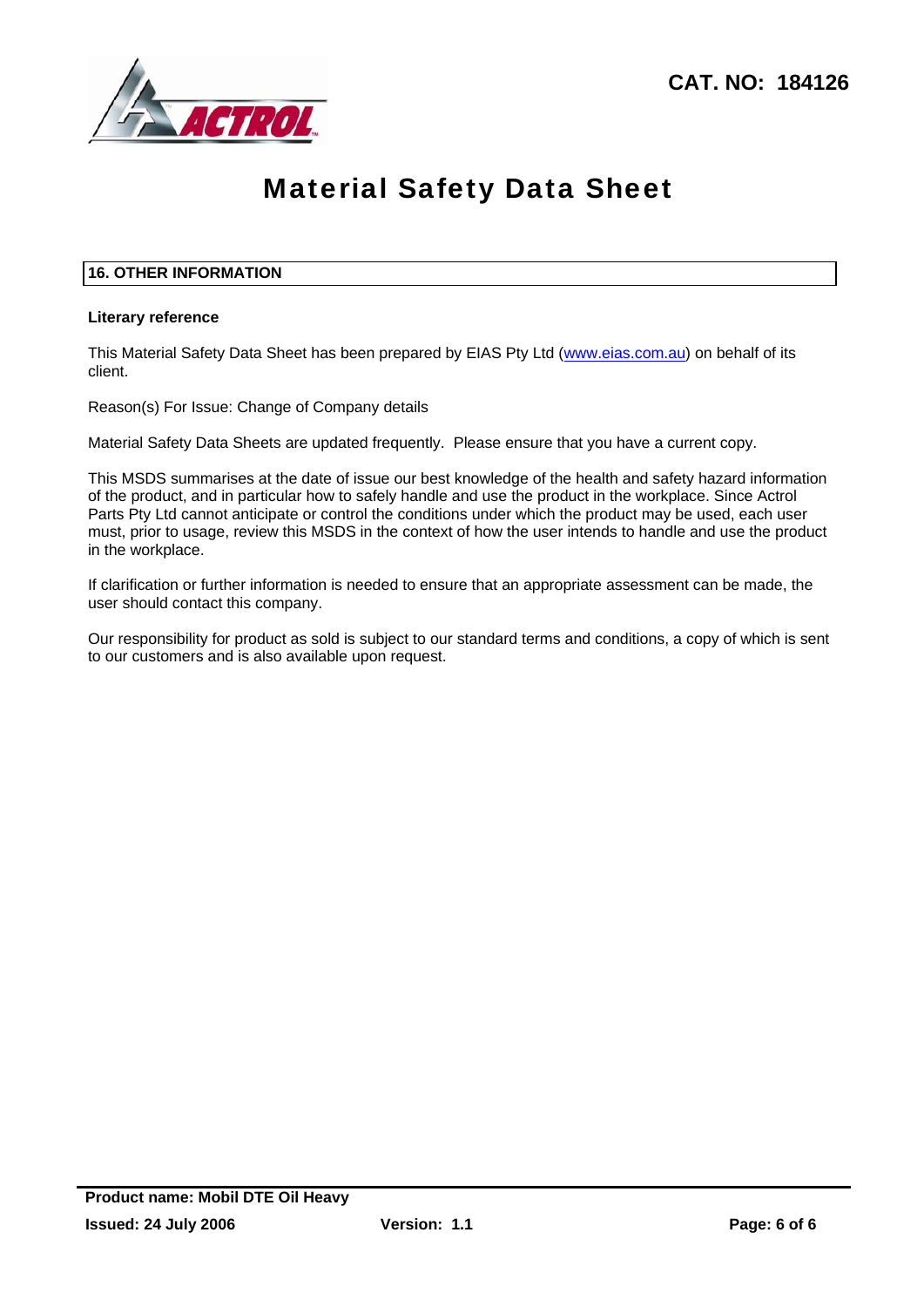## 16. OTHER INFORMATION

**Literary reference**

This Material Safety Data Sheet has been prepared by EIAS Pty Ltd (www.eias.com.au) on behalf of its client.

Reason(s) For Issue: Change of Company details

Material Safety Data Sheets are updated frequently. Please ensure that you have a current copy.

This MSDS summarises at the date of issue our best knowledge of the health and safety hazard information of the product, and in particular how to safely handle and use the product in the workplace. Since Actrol Parts Pty Ltd cannot anticipate or control the conditions under which the product may be used, each user must, prior to usage, review this MSDS in the context of how the user intends to handle and use the product in the workplace.

If clarification or further information is needed to ensure that an appropriate assessment can be made, the user should contact this company.

Our responsibility for product as sold is subject to our standard terms and conditions, a copy of which is sent to our customers and is also available upon request.